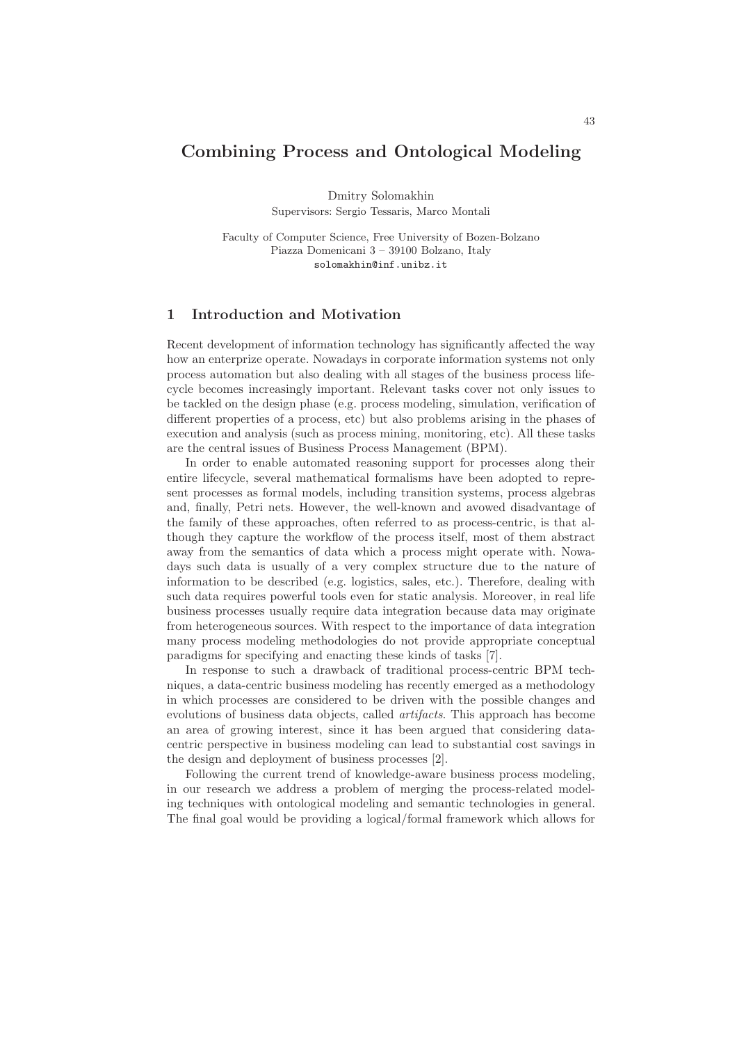# Combining Process and Ontological Modeling

Dmitry Solomakhin
Supervisors: Sergio Tessaris, Marco Montali

Faculty of Computer Science, Free University of Bozen-Bolzano
Piazza Domenicani 3 – 39100 Bolzano, Italy
solomakhin@inf.unibz.it

## 1 Introduction and Motivation

Recent development of information technology has significantly affected the way how an enterprize operate. Nowadays in corporate information systems not only process automation but also dealing with all stages of the business process lifecycle becomes increasingly important. Relevant tasks cover not only issues to be tackled on the design phase (e.g. process modeling, simulation, verification of different properties of a process, etc) but also problems arising in the phases of execution and analysis (such as process mining, monitoring, etc). All these tasks are the central issues of Business Process Management (BPM).

In order to enable automated reasoning support for processes along their entire lifecycle, several mathematical formalisms have been adopted to represent processes as formal models, including transition systems, process algebras and, finally, Petri nets. However, the well-known and avowed disadvantage of the family of these approaches, often referred to as process-centric, is that although they capture the workflow of the process itself, most of them abstract away from the semantics of data which a process might operate with. Nowadays such data is usually of a very complex structure due to the nature of information to be described (e.g. logistics, sales, etc.). Therefore, dealing with such data requires powerful tools even for static analysis. Moreover, in real life business processes usually require data integration because data may originate from heterogeneous sources. With respect to the importance of data integration many process modeling methodologies do not provide appropriate conceptual paradigms for specifying and enacting these kinds of tasks [7].

In response to such a drawback of traditional process-centric BPM techniques, a data-centric business modeling has recently emerged as a methodology in which processes are considered to be driven with the possible changes and evolutions of business data objects, called *artifacts*. This approach has become an area of growing interest, since it has been argued that considering data-centric perspective in business modeling can lead to substantial cost savings in the design and deployment of business processes [2].

Following the current trend of knowledge-aware business process modeling, in our research we address a problem of merging the process-related modeling techniques with ontological modeling and semantic technologies in general. The final goal would be providing a logical/formal framework which allows for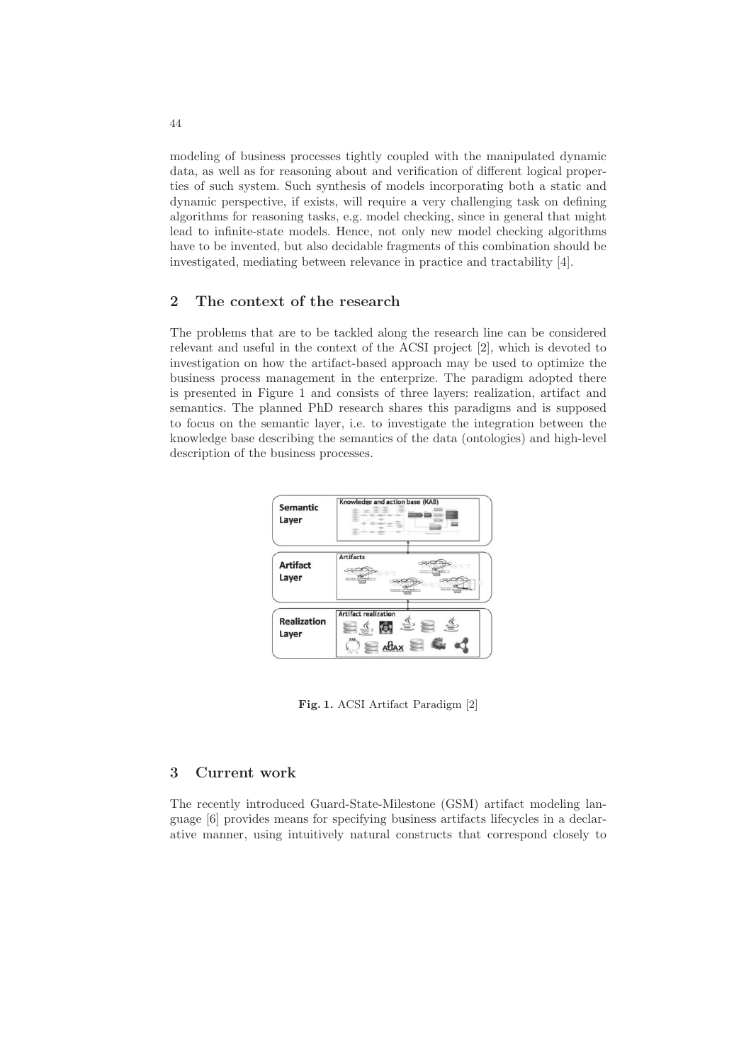modeling of business processes tightly coupled with the manipulated dynamic data, as well as for reasoning about and verification of different logical properties of such system. Such synthesis of models incorporating both a static and dynamic perspective, if exists, will require a very challenging task on defining algorithms for reasoning tasks, e.g. model checking, since in general that might lead to infinite-state models. Hence, not only new model checking algorithms have to be invented, but also decidable fragments of this combination should be investigated, mediating between relevance in practice and tractability [4].

## 2 The context of the research

The problems that are to be tackled along the research line can be considered relevant and useful in the context of the ACSI project [2], which is devoted to investigation on how the artifact-based approach may be used to optimize the business process management in the enterprize. The paradigm adopted there is presented in Figure 1 and consists of three layers: realization, artifact and semantics. The planned PhD research shares this paradigms and is supposed to focus on the semantic layer, i.e. to investigate the integration between the knowledge base describing the semantics of the data (ontologies) and high-level description of the business processes.

**Fig. 1.** ACSI Artifact Paradigm [2]

## 3 Current work

The recently introduced Guard-State-Milestone (GSM) artifact modeling language [6] provides means for specifying business artifacts lifecycles in a declarative manner, using intuitively natural constructs that correspond closely to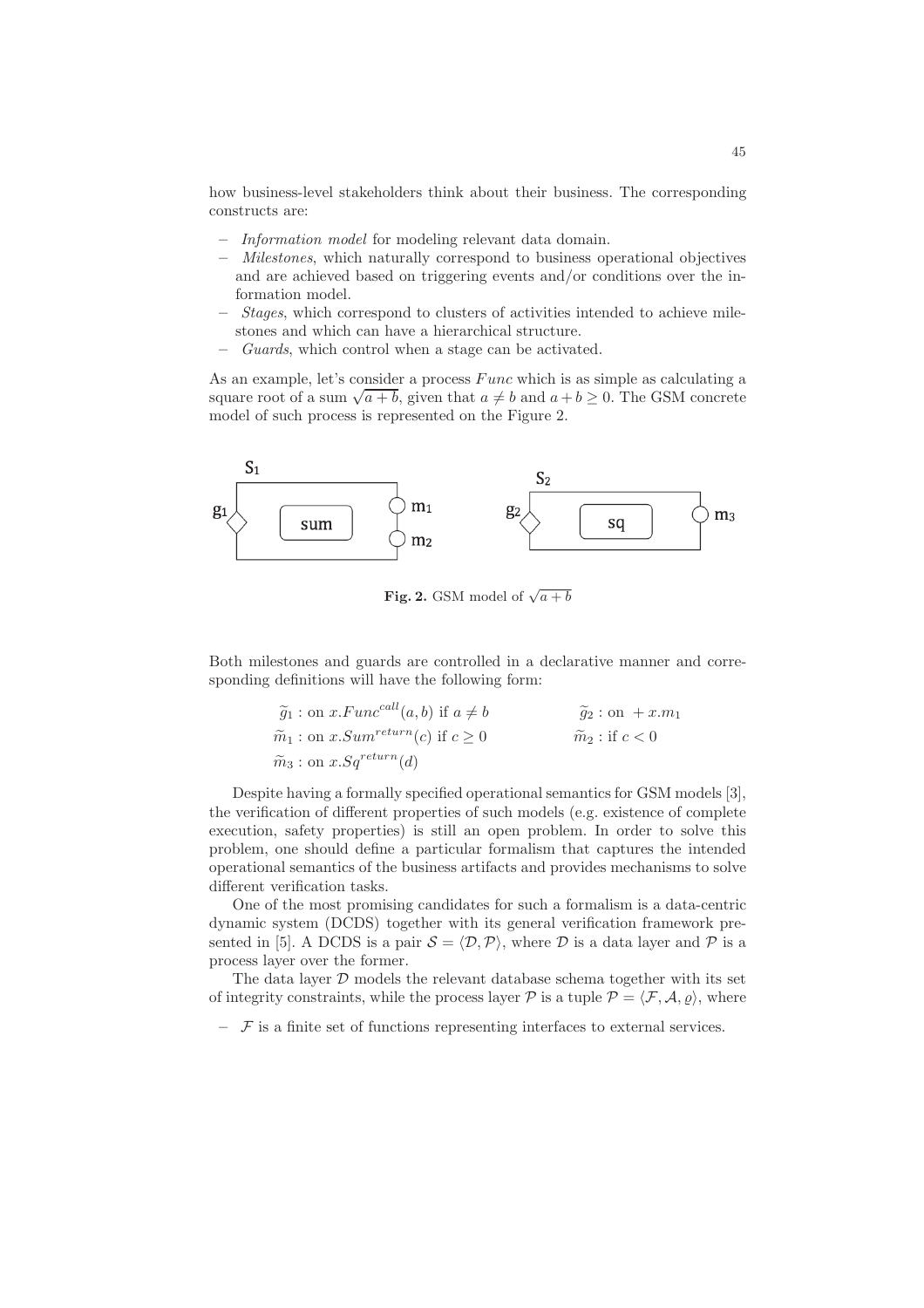how business-level stakeholders think about their business. The corresponding constructs are:

- *Information model* for modeling relevant data domain.
- *Milestones*, which naturally correspond to business operational objectives and are achieved based on triggering events and/or conditions over the information model.
- *Stages*, which correspond to clusters of activities intended to achieve milestones and which can have a hierarchical structure.
- *Guards*, which control when a stage can be activated.

As an example, let's consider a process $Func$ which is as simple as calculating a square root of a sum $\sqrt{a+b}$, given that $a \neq b$ and $a + b \geq 0$. The GSM concrete model of such process is represented on the Figure 2.

**Fig. 2.** GSM model of $\sqrt{a+b}$

Both milestones and guards are controlled in a declarative manner and corresponding definitions will have the following form:

$$\widetilde{g}_1 : \text{on } x.Func^{call}(a, b) \text{ if } a \neq b \qquad \widetilde{g}_2 : \text{on } +x.m_1$$

$$\widetilde{m}_1 : \text{on } x.Sum^{return}(c) \text{ if } c \geq 0 \qquad \widetilde{m}_2 : \text{if } c < 0$$

$$\widetilde{m}_3 : \text{on } x.Sq^{return}(d)$$

Despite having a formally specified operational semantics for GSM models [3], the verification of different properties of such models (e.g. existence of complete execution, safety properties) is still an open problem. In order to solve this problem, one should define a particular formalism that captures the intended operational semantics of the business artifacts and provides mechanisms to solve different verification tasks.

One of the most promising candidates for such a formalism is a data-centric dynamic system (DCDS) together with its general verification framework presented in [5]. A DCDS is a pair $\mathcal{S} = \langle \mathcal{D}, \mathcal{P} \rangle$, where $\mathcal{D}$ is a data layer and $\mathcal{P}$ is a process layer over the former.

The data layer $\mathcal{D}$ models the relevant database schema together with its set of integrity constraints, while the process layer $\mathcal{P}$ is a tuple $\mathcal{P} = \langle \mathcal{F}, \mathcal{A}, \varrho \rangle$, where

- $\mathcal{F}$ is a finite set of functions representing interfaces to external services.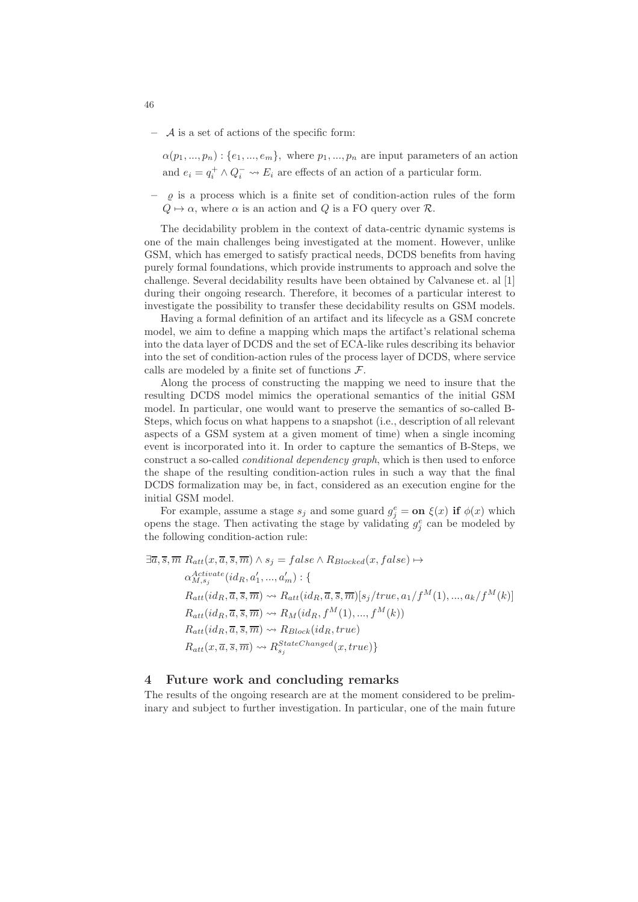- $\mathcal{A}$ is a set of actions of the specific form:

  $\alpha(p_1, ..., p_n) : \{e_1, ..., e_m\}$, where $p_1, ..., p_n$ are input parameters of an action and $e_i = q_i^+ \wedge Q_i^- \rightsquigarrow E_i$ are effects of an action of a particular form.

- $\varrho$ is a process which is a finite set of condition-action rules of the form $Q \mapsto \alpha$, where $\alpha$ is an action and $Q$ is a FO query over $\mathcal{R}$.

The decidability problem in the context of data-centric dynamic systems is one of the main challenges being investigated at the moment. However, unlike GSM, which has emerged to satisfy practical needs, DCDS benefits from having purely formal foundations, which provide instruments to approach and solve the challenge. Several decidability results have been obtained by Calvanese et. al [1] during their ongoing research. Therefore, it becomes of a particular interest to investigate the possibility to transfer these decidability results on GSM models.

Having a formal definition of an artifact and its lifecycle as a GSM concrete model, we aim to define a mapping which maps the artifact's relational schema into the data layer of DCDS and the set of ECA-like rules describing its behavior into the set of condition-action rules of the process layer of DCDS, where service calls are modeled by a finite set of functions $\mathcal{F}$.

Along the process of constructing the mapping we need to insure that the resulting DCDS model mimics the operational semantics of the initial GSM model. In particular, one would want to preserve the semantics of so-called B-Steps, which focus on what happens to a snapshot (i.e., description of all relevant aspects of a GSM system at a given moment of time) when a single incoming event is incorporated into it. In order to capture the semantics of B-Steps, we construct a so-called *conditional dependency graph*, which is then used to enforce the shape of the resulting condition-action rules in such a way that the final DCDS formalization may be, in fact, considered as an execution engine for the initial GSM model.

For example, assume a stage $s_j$ and some guard $g_j^e = \textbf{on } \xi(x) \textbf{ if } \phi(x)$ which opens the stage. Then activating the stage by validating $g_j^e$ can be modeled by the following condition-action rule:

$$
\begin{aligned}
&\exists \overline{a}, \overline{s}, \overline{m}\ R_{att}(x, \overline{a}, \overline{s}, \overline{m}) \wedge s_j = false \wedge R_{Blocked}(x, false) \mapsto \\
&\qquad \alpha_{M,s_j}^{Activate}(id_R, a_1', ..., a_m') : \{ \\
&\qquad R_{att}(id_R, \overline{a}, \overline{s}, \overline{m}) \rightsquigarrow R_{att}(id_R, \overline{a}, \overline{s}, \overline{m})[s_j/true, a_1/f^M(1), ..., a_k/f^M(k)] \\
&\qquad R_{att}(id_R, \overline{a}, \overline{s}, \overline{m}) \rightsquigarrow R_M(id_R, f^M(1), ..., f^M(k)) \\
&\qquad R_{att}(id_R, \overline{a}, \overline{s}, \overline{m}) \rightsquigarrow R_{Block}(id_R, true) \\
&\qquad R_{att}(x, \overline{a}, \overline{s}, \overline{m}) \rightsquigarrow R_{s_j}^{StateChanged}(x, true)\}
\end{aligned}
$$

## 4 Future work and concluding remarks

The results of the ongoing research are at the moment considered to be preliminary and subject to further investigation. In particular, one of the main future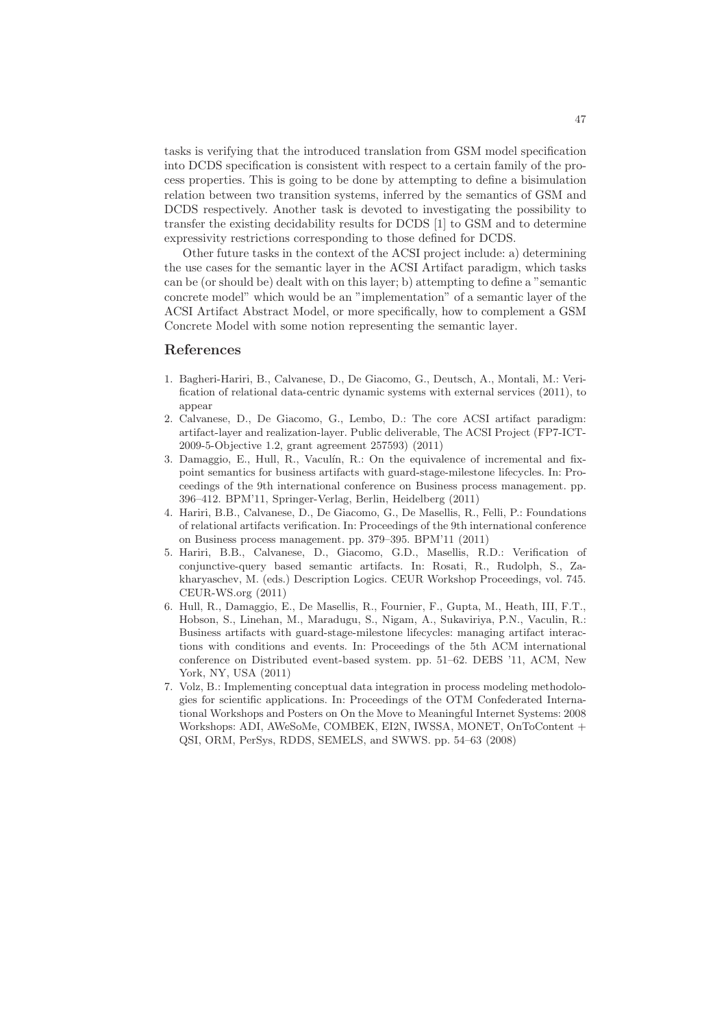tasks is verifying that the introduced translation from GSM model specification into DCDS specification is consistent with respect to a certain family of the process properties. This is going to be done by attempting to define a bisimulation relation between two transition systems, inferred by the semantics of GSM and DCDS respectively. Another task is devoted to investigating the possibility to transfer the existing decidability results for DCDS [1] to GSM and to determine expressivity restrictions corresponding to those defined for DCDS.

Other future tasks in the context of the ACSI project include: a) determining the use cases for the semantic layer in the ACSI Artifact paradigm, which tasks can be (or should be) dealt with on this layer; b) attempting to define a "semantic concrete model" which would be an "implementation" of a semantic layer of the ACSI Artifact Abstract Model, or more specifically, how to complement a GSM Concrete Model with some notion representing the semantic layer.

## References

1. Bagheri-Hariri, B., Calvanese, D., De Giacomo, G., Deutsch, A., Montali, M.: Verification of relational data-centric dynamic systems with external services (2011), to appear
2. Calvanese, D., De Giacomo, G., Lembo, D.: The core ACSI artifact paradigm: artifact-layer and realization-layer. Public deliverable, The ACSI Project (FP7-ICT-2009-5-Objective 1.2, grant agreement 257593) (2011)
3. Damaggio, E., Hull, R., Vaculín, R.: On the equivalence of incremental and fixpoint semantics for business artifacts with guard-stage-milestone lifecycles. In: Proceedings of the 9th international conference on Business process management. pp. 396–412. BPM'11, Springer-Verlag, Berlin, Heidelberg (2011)
4. Hariri, B.B., Calvanese, D., De Giacomo, G., De Masellis, R., Felli, P.: Foundations of relational artifacts verification. In: Proceedings of the 9th international conference on Business process management. pp. 379–395. BPM'11 (2011)
5. Hariri, B.B., Calvanese, D., Giacomo, G.D., Masellis, R.D.: Verification of conjunctive-query based semantic artifacts. In: Rosati, R., Rudolph, S., Zakharyaschev, M. (eds.) Description Logics. CEUR Workshop Proceedings, vol. 745. CEUR-WS.org (2011)
6. Hull, R., Damaggio, E., De Masellis, R., Fournier, F., Gupta, M., Heath, III, F.T., Hobson, S., Linehan, M., Maradugu, S., Nigam, A., Sukaviriya, P.N., Vaculin, R.: Business artifacts with guard-stage-milestone lifecycles: managing artifact interactions with conditions and events. In: Proceedings of the 5th ACM international conference on Distributed event-based system. pp. 51–62. DEBS '11, ACM, New York, NY, USA (2011)
7. Volz, B.: Implementing conceptual data integration in process modeling methodologies for scientific applications. In: Proceedings of the OTM Confederated International Workshops and Posters on On the Move to Meaningful Internet Systems: 2008 Workshops: ADI, AWeSoMe, COMBEK, EI2N, IWSSA, MONET, OnToContent + QSI, ORM, PerSys, RDDS, SEMELS, and SWWS. pp. 54–63 (2008)